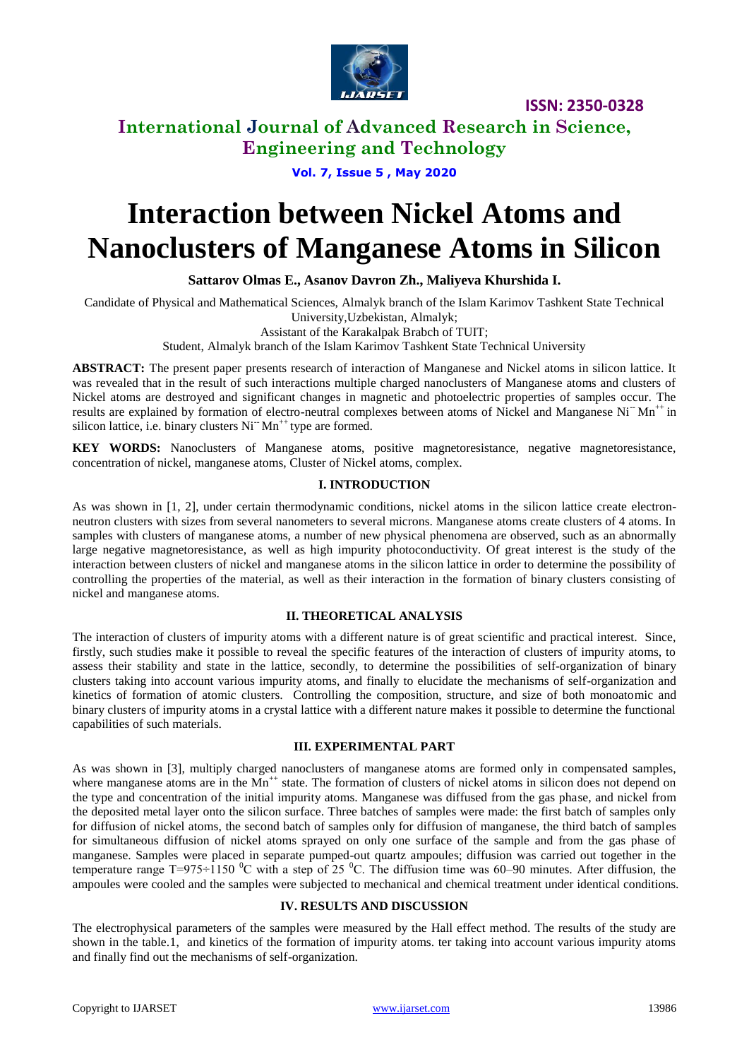# Interaction between Nickel Atoms and Nanoclusters of Manganese Atoms in Silicon

**Sattarov Olmas E., Asanov Davron Zh., Maliyeva Khurshida I.**

Candidate of Physical and Mathematical Sciences, Almalyk branch of the Islam Karimov Tashkent State Technical University,Uzbekistan, Almalyk;
Assistant of the Karakalpak Brabch of TUIT;
Student, Almalyk branch of the Islam Karimov Tashkent State Technical University

**ABSTRACT:** The present paper presents research of interaction of Manganese and Nickel atoms in silicon lattice. It was revealed that in the result of such interactions multiple charged nanoclusters of Manganese atoms and clusters of Nickel atoms are destroyed and significant changes in magnetic and photoelectric properties of samples occur. The results are explained by formation of electro-neutral complexes between atoms of Nickel and Manganese $Ni^{-}Mn^{++}$ in silicon lattice, i.e. binary clusters $Ni^{-}Mn^{++}$ type are formed.

**KEY WORDS:** Nanoclusters of Manganese atoms, positive magnetoresistance, negative magnetoresistance, concentration of nickel, manganese atoms, Cluster of Nickel atoms, complex.

## I. INTRODUCTION

As was shown in [1, 2], under certain thermodynamic conditions, nickel atoms in the silicon lattice create electron-neutron clusters with sizes from several nanometers to several microns. Manganese atoms create clusters of 4 atoms. In samples with clusters of manganese atoms, a number of new physical phenomena are observed, such as an abnormally large negative magnetoresistance, as well as high impurity photoconductivity. Of great interest is the study of the interaction between clusters of nickel and manganese atoms in the silicon lattice in order to determine the possibility of controlling the properties of the material, as well as their interaction in the formation of binary clusters consisting of nickel and manganese atoms.

## II. THEORETICAL ANALYSIS

The interaction of clusters of impurity atoms with a different nature is of great scientific and practical interest. Since, firstly, such studies make it possible to reveal the specific features of the interaction of clusters of impurity atoms, to assess their stability and state in the lattice, secondly, to determine the possibilities of self-organization of binary clusters taking into account various impurity atoms, and finally to elucidate the mechanisms of self-organization and kinetics of formation of atomic clusters. Controlling the composition, structure, and size of both monoatomic and binary clusters of impurity atoms in a crystal lattice with a different nature makes it possible to determine the functional capabilities of such materials.

## III. EXPERIMENTAL PART

As was shown in [3], multiply charged nanoclusters of manganese atoms are formed only in compensated samples, where manganese atoms are in the $Mn^{++}$ state. The formation of clusters of nickel atoms in silicon does not depend on the type and concentration of the initial impurity atoms. Manganese was diffused from the gas phase, and nickel from the deposited metal layer onto the silicon surface. Three batches of samples were made: the first batch of samples only for diffusion of nickel atoms, the second batch of samples only for diffusion of manganese, the third batch of samples for simultaneous diffusion of nickel atoms sprayed on only one surface of the sample and from the gas phase of manganese. Samples were placed in separate pumped-out quartz ampoules; diffusion was carried out together in the temperature range $T=975\div1150\ ^{0}C$ with a step of $25\ ^{0}C$. The diffusion time was 60–90 minutes. After diffusion, the ampoules were cooled and the samples were subjected to mechanical and chemical treatment under identical conditions.

## IV. RESULTS AND DISCUSSION

The electrophysical parameters of the samples were measured by the Hall effect method. The results of the study are shown in the table.1, and kinetics of the formation of impurity atoms. ter taking into account various impurity atoms and finally find out the mechanisms of self-organization.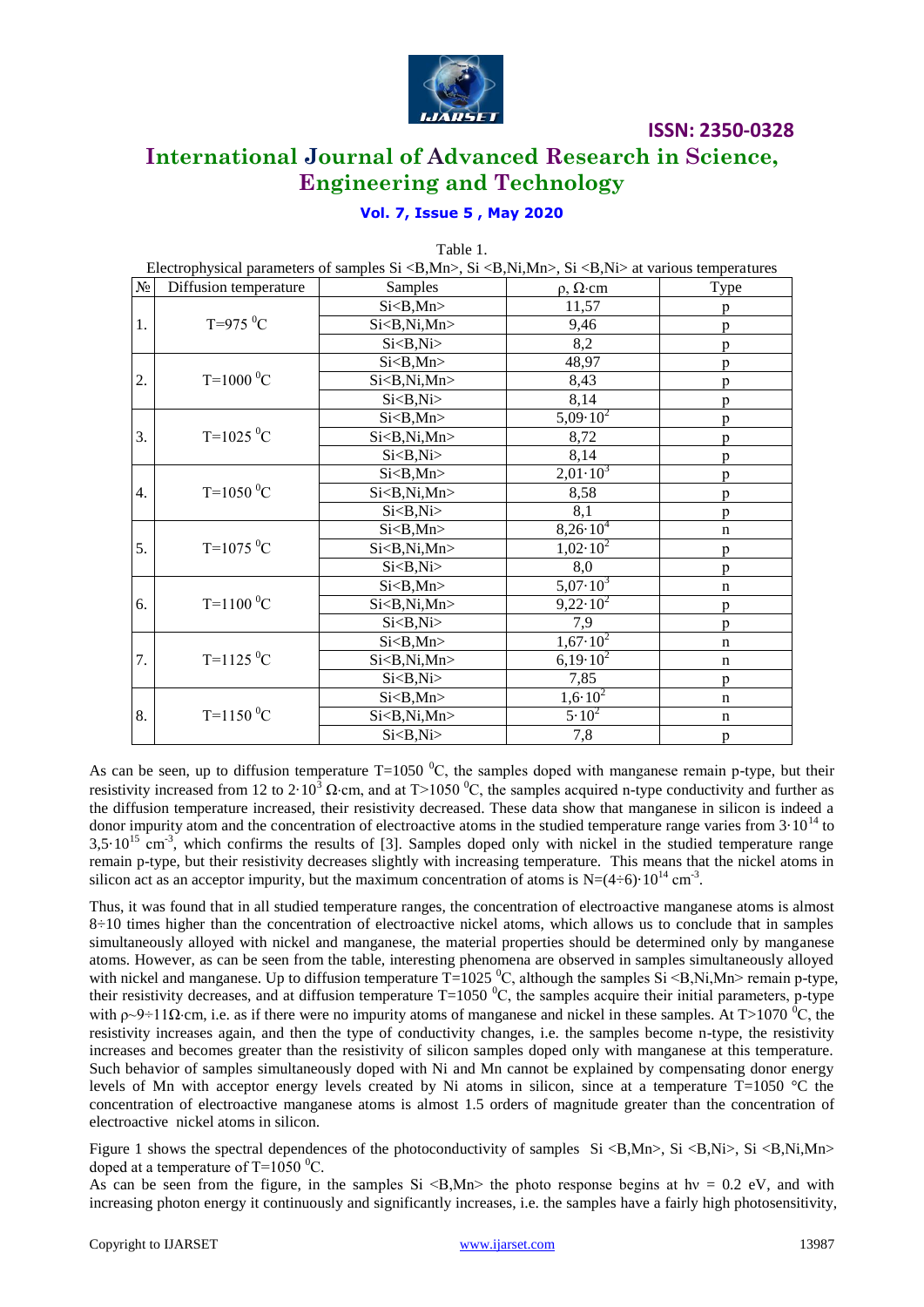Table 1.
Electrophysical parameters of samples Si <B,Mn>, Si <B,Ni,Mn>, Si <B,Ni> at various temperatures

| № | Diffusion temperature | Samples | ρ, Ω·cm | Type |
|---|---|---|---|---|
| 1. | T=975 $^0$C | Si<B,Mn> | 11,57 | p |
| | | Si<B,Ni,Mn> | 9,46 | p |
| | | Si<B,Ni> | 8,2 | p |
| 2. | T=1000 $^0$C | Si<B,Mn> | 48,97 | p |
| | | Si<B,Ni,Mn> | 8,43 | p |
| | | Si<B,Ni> | 8,14 | p |
| 3. | T=1025 $^0$C | Si<B,Mn> | $5{,}09\cdot10^2$ | p |
| | | Si<B,Ni,Mn> | 8,72 | p |
| | | Si<B,Ni> | 8,14 | p |
| 4. | T=1050 $^0$C | Si<B,Mn> | $2{,}01\cdot10^3$ | p |
| | | Si<B,Ni,Mn> | 8,58 | p |
| | | Si<B,Ni> | 8,1 | p |
| 5. | T=1075 $^0$C | Si<B,Mn> | $8{,}26\cdot10^4$ | n |
| | | Si<B,Ni,Mn> | $1{,}02\cdot10^2$ | p |
| | | Si<B,Ni> | 8,0 | p |
| 6. | T=1100 $^0$C | Si<B,Mn> | $5{,}07\cdot10^3$ | n |
| | | Si<B,Ni,Mn> | $9{,}22\cdot10^2$ | p |
| | | Si<B,Ni> | 7,9 | p |
| 7. | T=1125 $^0$C | Si<B,Mn> | $1{,}67\cdot10^2$ | n |
| | | Si<B,Ni,Mn> | $6{,}19\cdot10^2$ | n |
| | | Si<B,Ni> | 7,85 | p |
| 8. | T=1150 $^0$C | Si<B,Mn> | $1{,}6\cdot10^2$ | n |
| | | Si<B,Ni,Mn> | $5\cdot10^2$ | n |
| | | Si<B,Ni> | 7,8 | p |

As can be seen, up to diffusion temperature T=1050 $^0$C, the samples doped with manganese remain p-type, but their resistivity increased from 12 to $2\cdot10^3$ Ω·cm, and at T>1050 $^0$C, the samples acquired n-type conductivity and further as the diffusion temperature increased, their resistivity decreased. These data show that manganese in silicon is indeed a donor impurity atom and the concentration of electroactive atoms in the studied temperature range varies from $3\cdot10^{14}$ to $3{,}5\cdot10^{15}$ cm$^{-3}$, which confirms the results of [3]. Samples doped only with nickel in the studied temperature range remain p-type, but their resistivity decreases slightly with increasing temperature. This means that the nickel atoms in silicon act as an acceptor impurity, but the maximum concentration of atoms is $N\sim(4\div6)\cdot10^{14}$ cm$^{-3}$.

Thus, it was found that in all studied temperature ranges, the concentration of electroactive manganese atoms is almost 8÷10 times higher than the concentration of electroactive nickel atoms, which allows us to conclude that in samples simultaneously alloyed with nickel and manganese, the material properties should be determined only by manganese atoms. However, as can be seen from the table, interesting phenomena are observed in samples simultaneously alloyed with nickel and manganese. Up to diffusion temperature T=1025 $^0$C, although the samples Si <B,Ni,Mn> remain p-type, their resistivity decreases, and at diffusion temperature T=1050 $^0$C, the samples acquire their initial parameters, p-type with ρ~9÷11Ω·cm, i.e. as if there were no impurity atoms of manganese and nickel in these samples. At T>1070 $^0$C, the resistivity increases again, and then the type of conductivity changes, i.e. the samples become n-type, the resistivity increases and becomes greater than the resistivity of silicon samples doped only with manganese at this temperature. Such behavior of samples simultaneously doped with Ni and Mn cannot be explained by compensating donor energy levels of Mn with acceptor energy levels created by Ni atoms in silicon, since at a temperature T=1050 °C the concentration of electroactive manganese atoms is almost 1.5 orders of magnitude greater than the concentration of electroactive nickel atoms in silicon.

Figure 1 shows the spectral dependences of the photoconductivity of samples Si <B,Mn>, Si <B,Ni>, Si <B,Ni,Mn> doped at a temperature of T=1050 $^0$C.

As can be seen from the figure, in the samples Si <B,Mn> the photo response begins at hν = 0.2 eV, and with increasing photon energy it continuously and significantly increases, i.e. the samples have a fairly high photosensitivity,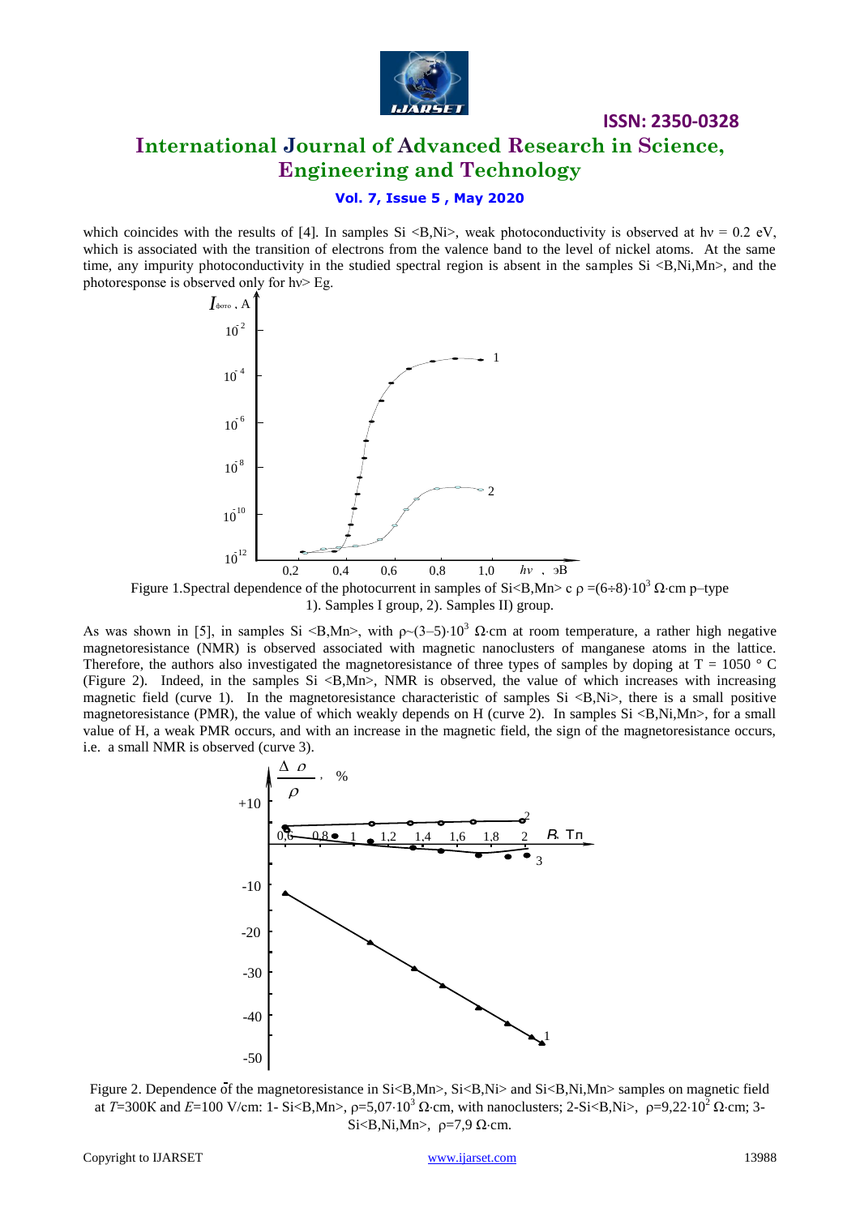which coincides with the results of [4]. In samples Si <B,Ni>, weak photoconductivity is observed at hν = 0.2 eV, which is associated with the transition of electrons from the valence band to the level of nickel atoms. At the same time, any impurity photoconductivity in the studied spectral region is absent in the samples Si <B,Ni,Mn>, and the photoresponse is observed only for hν> Eg.

$I_{фото}$, A

$10^{-2}$
$10^{-4}$
$10^{-6}$
$10^{-8}$
$10^{-10}$
$10^{-12}$

0,2 0,4 0,6 0,8 1,0 hν , эВ

1
2

Figure 1.Spectral dependence of the photocurrent in samples of Si<B,Mn> с $\rho = (6\div 8)\cdot 10^3$ Ω·cm p–type 1). Samples I group, 2). Samples II) group.

As was shown in [5], in samples Si <B,Mn>, with $\rho \sim (3\text{–}5)\cdot 10^3$ Ω·cm at room temperature, a rather high negative magnetoresistance (NMR) is observed associated with magnetic nanoclusters of manganese atoms in the lattice. Therefore, the authors also investigated the magnetoresistance of three types of samples by doping at T = 1050 ° C (Figure 2). Indeed, in the samples Si <B,Mn>, NMR is observed, the value of which increases with increasing magnetic field (curve 1). In the magnetoresistance characteristic of samples Si <B,Ni>, there is a small positive magnetoresistance (PMR), the value of which weakly depends on H (curve 2). In samples Si <B,Ni,Mn>, for a small value of H, a weak PMR occurs, and with an increase in the magnetic field, the sign of the magnetoresistance occurs, i.e. a small NMR is observed (curve 3).

$\frac{\Delta \rho}{\rho}$, %

+10
-10
-20
-30
-40
-50

0,6 0,8 1 1,2 1,4 1,6 1,8 2 B, Тл

1
2
3

Figure 2. Dependence of the magnetoresistance in Si<B,Mn>, Si<B,Ni> and Si<B,Ni,Mn> samples on magnetic field at $T$=300K and $E$=100 V/cm: 1- Si<B,Mn>, $\rho = 5{,}07\cdot 10^3$ Ω·cm, with nanoclusters; 2-Si<B,Ni>, $\rho = 9{,}22\cdot 10^2$ Ω·cm; 3-Si<B,Ni,Mn>, $\rho = 7{,}9$ Ω·cm.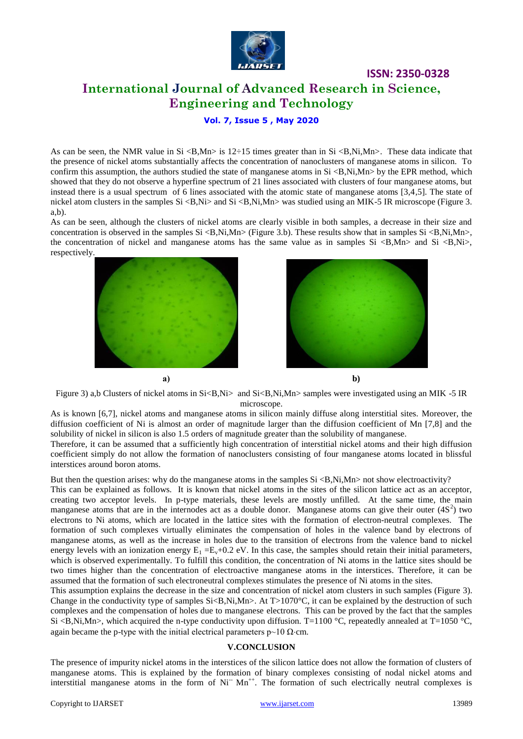As can be seen, the NMR value in Si <B,Mn> is 12÷15 times greater than in Si <B,Ni,Mn>. These data indicate that the presence of nickel atoms substantially affects the concentration of nanoclusters of manganese atoms in silicon. To confirm this assumption, the authors studied the state of manganese atoms in Si <B,Ni,Mn> by the EPR method, which showed that they do not observe a hyperfine spectrum of 21 lines associated with clusters of four manganese atoms, but instead there is a usual spectrum of 6 lines associated with the atomic state of manganese atoms [3,4,5]. The state of nickel atom clusters in the samples Si <B,Ni> and Si <B,Ni,Mn> was studied using an MIK-5 IR microscope (Figure 3. a,b).

As can be seen, although the clusters of nickel atoms are clearly visible in both samples, a decrease in their size and concentration is observed in the samples Si <B,Ni,Mn> (Figure 3.b). These results show that in samples Si <B,Ni,Mn>, the concentration of nickel and manganese atoms has the same value as in samples Si <B,Mn> and Si <B,Ni>, respectively.

**a)** **b)**

Figure 3) a,b Clusters of nickel atoms in Si<B,Ni> and Si<B,Ni,Mn> samples were investigated using an MIK -5 IR microscope.

As is known [6,7], nickel atoms and manganese atoms in silicon mainly diffuse along interstitial sites. Moreover, the diffusion coefficient of Ni is almost an order of magnitude larger than the diffusion coefficient of Mn [7,8] and the solubility of nickel in silicon is also 1.5 orders of magnitude greater than the solubility of manganese.

Therefore, it can be assumed that a sufficiently high concentration of interstitial nickel atoms and their high diffusion coefficient simply do not allow the formation of nanoclusters consisting of four manganese atoms located in blissful interstices around boron atoms.

But then the question arises: why do the manganese atoms in the samples Si <B,Ni,Mn> not show electroactivity?

This can be explained as follows. It is known that nickel atoms in the sites of the silicon lattice act as an acceptor, creating two acceptor levels. In p-type materials, these levels are mostly unfilled. At the same time, the main manganese atoms that are in the internodes act as a double donor. Manganese atoms can give their outer ($4S^2$) two electrons to Ni atoms, which are located in the lattice sites with the formation of electron-neutral complexes. The formation of such complexes virtually eliminates the compensation of holes in the valence band by electrons of manganese atoms, as well as the increase in holes due to the transition of electrons from the valence band to nickel energy levels with an ionization energy $E_1 = E_v + 0.2$ eV. In this case, the samples should retain their initial parameters, which is observed experimentally. To fulfill this condition, the concentration of Ni atoms in the lattice sites should be two times higher than the concentration of electroactive manganese atoms in the interstices. Therefore, it can be assumed that the formation of such electroneutral complexes stimulates the presence of Ni atoms in the sites.

This assumption explains the decrease in the size and concentration of nickel atom clusters in such samples (Figure 3). Change in the conductivity type of samples Si<B,Ni,Mn>. At T>1070°C, it can be explained by the destruction of such complexes and the compensation of holes due to manganese electrons. This can be proved by the fact that the samples Si <B,Ni,Mn>, which acquired the n-type conductivity upon diffusion. T=1100 °C, repeatedly annealed at T=1050 °C, again became the p-type with the initial electrical parameters p~10 Ω·cm.

## V.CONCLUSION

The presence of impurity nickel atoms in the interstices of the silicon lattice does not allow the formation of clusters of manganese atoms. This is explained by the formation of binary complexes consisting of nodal nickel atoms and interstitial manganese atoms in the form of $Ni^{--} Mn^{++}$. The formation of such electrically neutral complexes is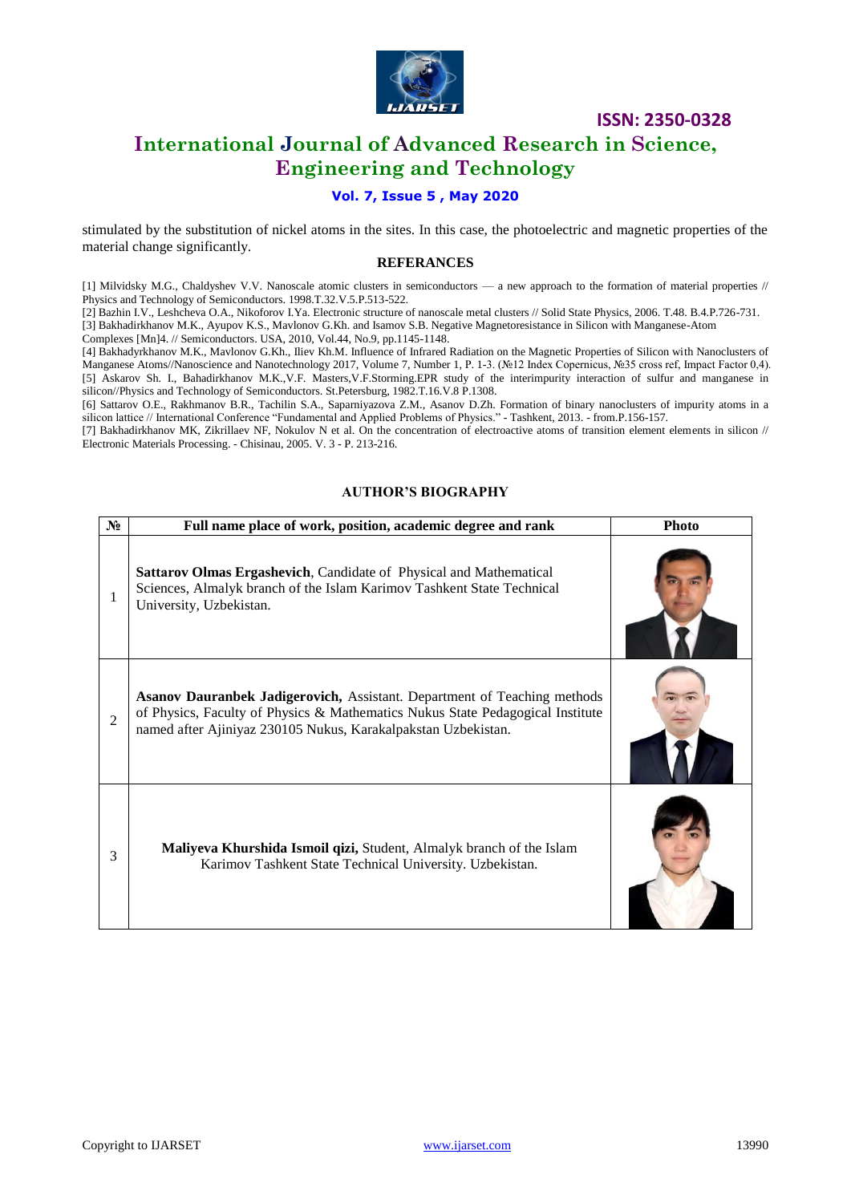stimulated by the substitution of nickel atoms in the sites. In this case, the photoelectric and magnetic properties of the material change significantly.

## REFERANCES

[1] Milvidsky M.G., Chaldyshev V.V. Nanoscale atomic clusters in semiconductors — a new approach to the formation of material properties // Physics and Technology of Semiconductors. 1998.T.32.V.5.P.513-522.

[2] Bazhin I.V., Leshcheva O.A., Nikoforov I.Ya. Electronic structure of nanoscale metal clusters // Solid State Physics, 2006. T.48. B.4.P.726-731.

[3] Bakhadirkhanov M.K., Ayupov K.S., Mavlonov G.Kh. and Isamov S.B. Negative Magnetoresistance in Silicon with Manganese-Atom Complexes [Mn]4. // Semiconductors. USA, 2010, Vol.44, No.9, pp.1145-1148.

[4] Bakhadyrkhanov M.K., Mavlonov G.Kh., Iliev Kh.M. Influence of Infrared Radiation on the Magnetic Properties of Silicon with Nanoclusters of Manganese Atoms//Nanoscience and Nanotechnology 2017, Volume 7, Number 1, P. 1-3. (№12 Index Copernicus, №35 cross ref, Impact Factor 0,4).

[5] Askarov Sh. I., Bahadirkhanov M.K.,V.F. Masters,V.F.Storming.EPR study of the interimpurity interaction of sulfur and manganese in silicon//Physics and Technology of Semiconductors. St.Petersburg, 1982.T.16.V.8 P.1308.

[6] Sattarov O.E., Rakhmanov B.R., Tachilin S.A., Saparniyazova Z.M., Asanov D.Zh. Formation of binary nanoclusters of impurity atoms in a silicon lattice // International Conference "Fundamental and Applied Problems of Physics." - Tashkent, 2013. - from.P.156-157.

[7] Bakhadirkhanov MK, Zikrillaev NF, Nokulov N et al. On the concentration of electroactive atoms of transition element elements in silicon // Electronic Materials Processing. - Chisinau, 2005. V. 3 - P. 213-216.

## AUTHOR'S BIOGRAPHY

| № | Full name place of work, position, academic degree and rank | Photo |
|---|---|---|
| 1 | **Sattarov Olmas Ergashevich**, Candidate of Physical and Mathematical Sciences, Almalyk branch of the Islam Karimov Tashkent State Technical University, Uzbekistan. | |
| 2 | **Asanov Dauranbek Jadigerovich,** Assistant. Department of Teaching methods of Physics, Faculty of Physics & Mathematics Nukus State Pedagogical Institute named after Ajiniyaz 230105 Nukus, Karakalpakstan Uzbekistan. | |
| 3 | **Maliyeva Khurshida Ismoil qizi,** Student, Almalyk branch of the Islam Karimov Tashkent State Technical University. Uzbekistan. | |